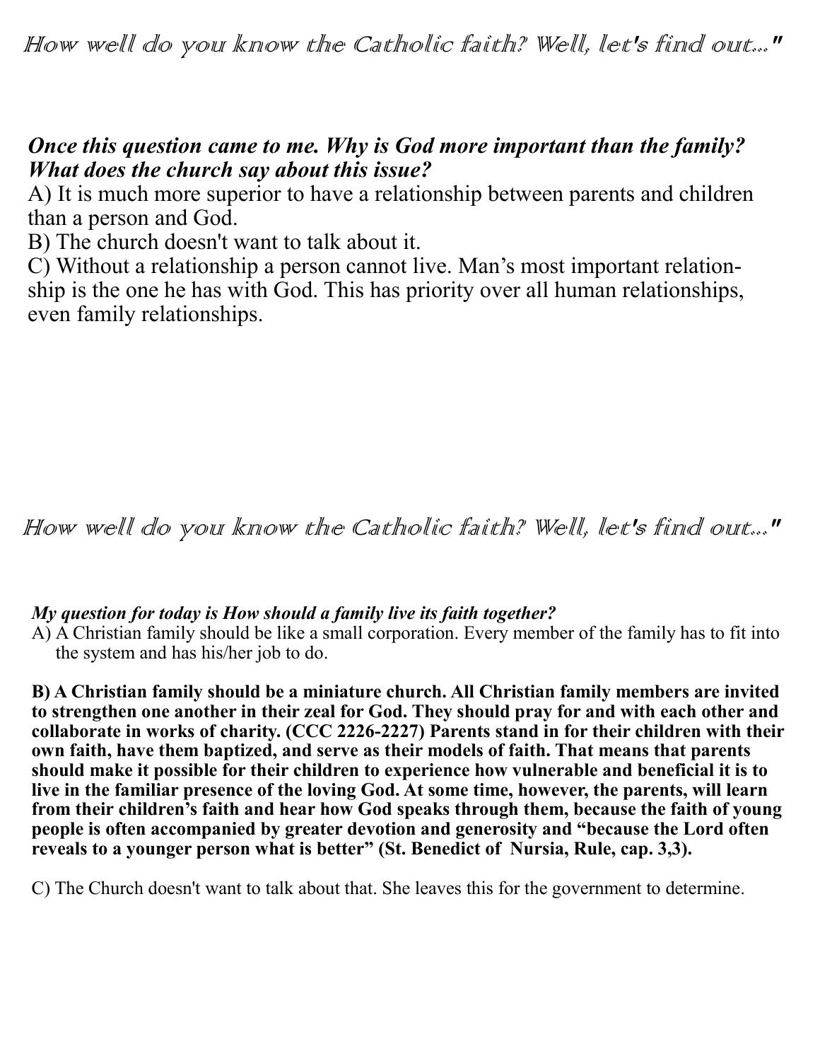How well do you know the Catholic faith? Well, let's find out..."

***Once this question came to me. Why is God more important than the family? What does the church say about this issue?***

A) It is much more superior to have a relationship between parents and children than a person and God.

B) The church doesn't want to talk about it.

C) Without a relationship a person cannot live. Man's most important relationship is the one he has with God. This has priority over all human relationships, even family relationships.

How well do you know the Catholic faith? Well, let's find out..."

***My question for today is How should a family live its faith together?***

A) A Christian family should be like a small corporation. Every member of the family has to fit into the system and has his/her job to do.

**B) A Christian family should be a miniature church. All Christian family members are invited to strengthen one another in their zeal for God. They should pray for and with each other and collaborate in works of charity. (CCC 2226-2227) Parents stand in for their children with their own faith, have them baptized, and serve as their models of faith. That means that parents should make it possible for their children to experience how vulnerable and beneficial it is to live in the familiar presence of the loving God. At some time, however, the parents, will learn from their children's faith and hear how God speaks through them, because the faith of young people is often accompanied by greater devotion and generosity and "because the Lord often reveals to a younger person what is better" (St. Benedict of Nursia, Rule, cap. 3,3).**

C) The Church doesn't want to talk about that. She leaves this for the government to determine.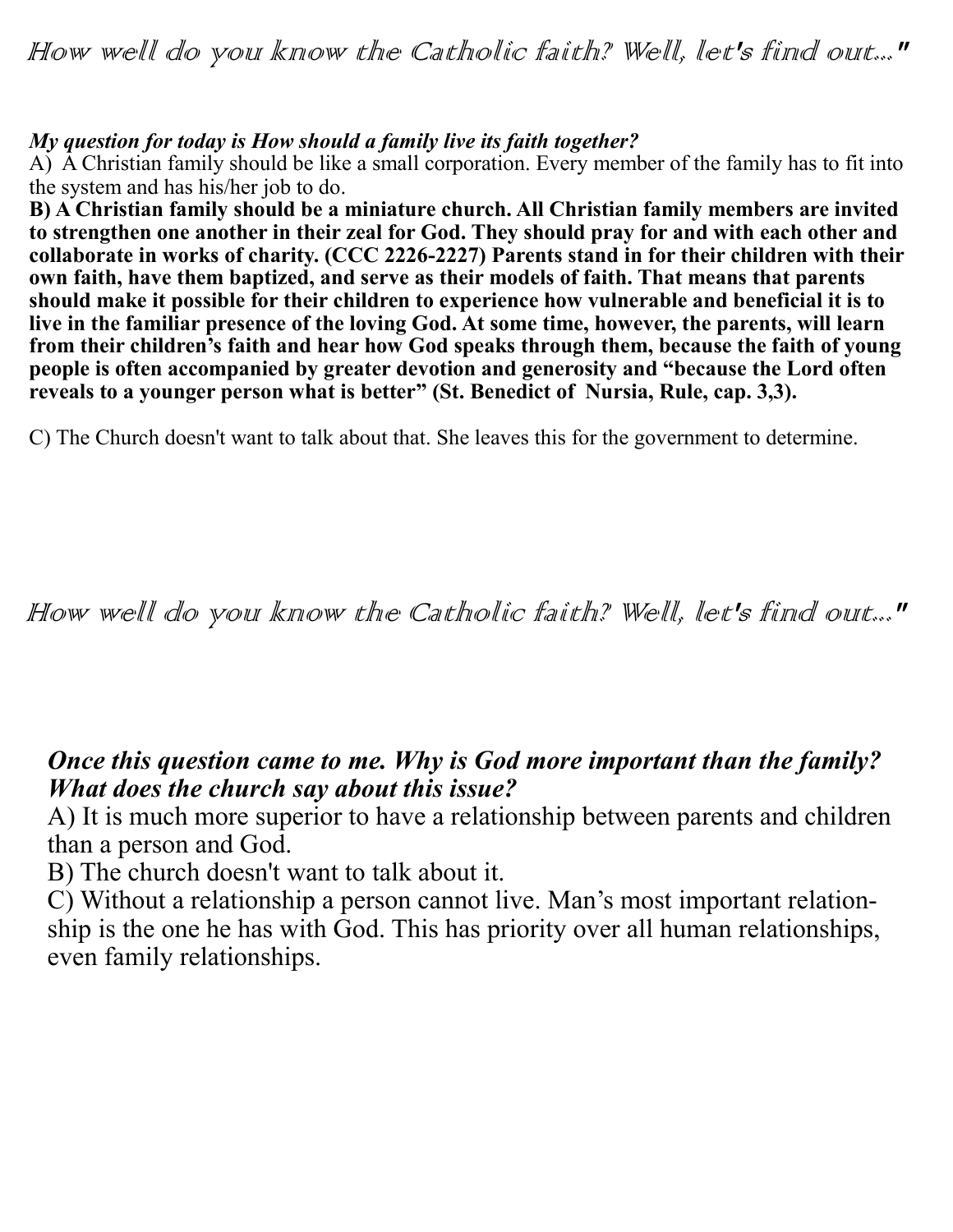How well do you know the Catholic faith? Well, let's find out..."

***My question for today is How should a family live its faith together?***

A) A Christian family should be like a small corporation. Every member of the family has to fit into the system and has his/her job to do.

**B) A Christian family should be a miniature church. All Christian family members are invited to strengthen one another in their zeal for God. They should pray for and with each other and collaborate in works of charity. (CCC 2226-2227) Parents stand in for their children with their own faith, have them baptized, and serve as their models of faith. That means that parents should make it possible for their children to experience how vulnerable and beneficial it is to live in the familiar presence of the loving God. At some time, however, the parents, will learn from their children's faith and hear how God speaks through them, because the faith of young people is often accompanied by greater devotion and generosity and "because the Lord often reveals to a younger person what is better" (St. Benedict of Nursia, Rule, cap. 3,3).**

C) The Church doesn't want to talk about that. She leaves this for the government to determine.

How well do you know the Catholic faith? Well, let's find out..."

***Once this question came to me. Why is God more important than the family? What does the church say about this issue?***

A) It is much more superior to have a relationship between parents and children than a person and God.

B) The church doesn't want to talk about it.

C) Without a relationship a person cannot live. Man's most important relationship is the one he has with God. This has priority over all human relationships, even family relationships.